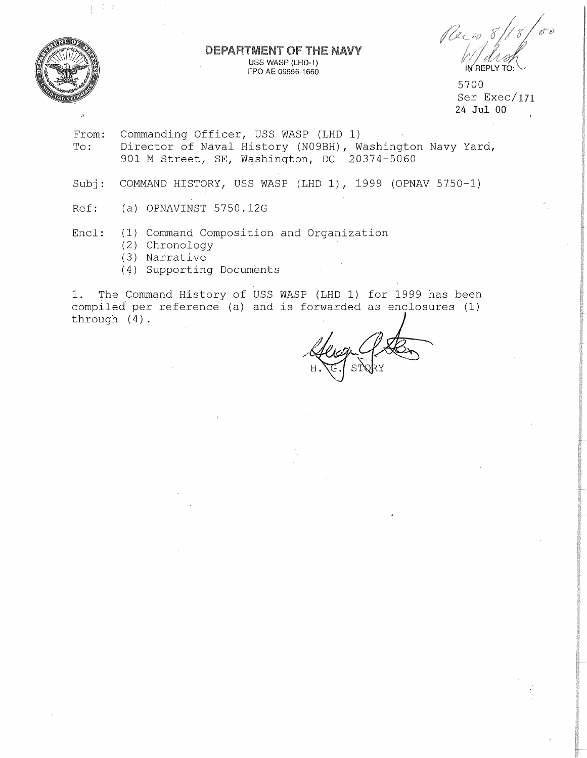**DEPARTMENT OF THE NAVY**
USS WASP (LHD-1)
FPO AE 09556-1660

Recd 8/18/00
W/dish

IN REPLY TO:

5700
Ser Exec/171
24 Jul 00

From: Commanding Officer, USS WASP (LHD 1)
To: Director of Naval History (N09BH), Washington Navy Yard, 901 M Street, SE, Washington, DC 20374-5060

Subj: COMMAND HISTORY, USS WASP (LHD 1), 1999 (OPNAV 5750-1)

Ref: (a) OPNAVINST 5750.12G

Encl: (1) Command Composition and Organization
(2) Chronology
(3) Narrative
(4) Supporting Documents

1. The Command History of USS WASP (LHD 1) for 1999 has been compiled per reference (a) and is forwarded as enclosures (1) through (4).

H. G. STORY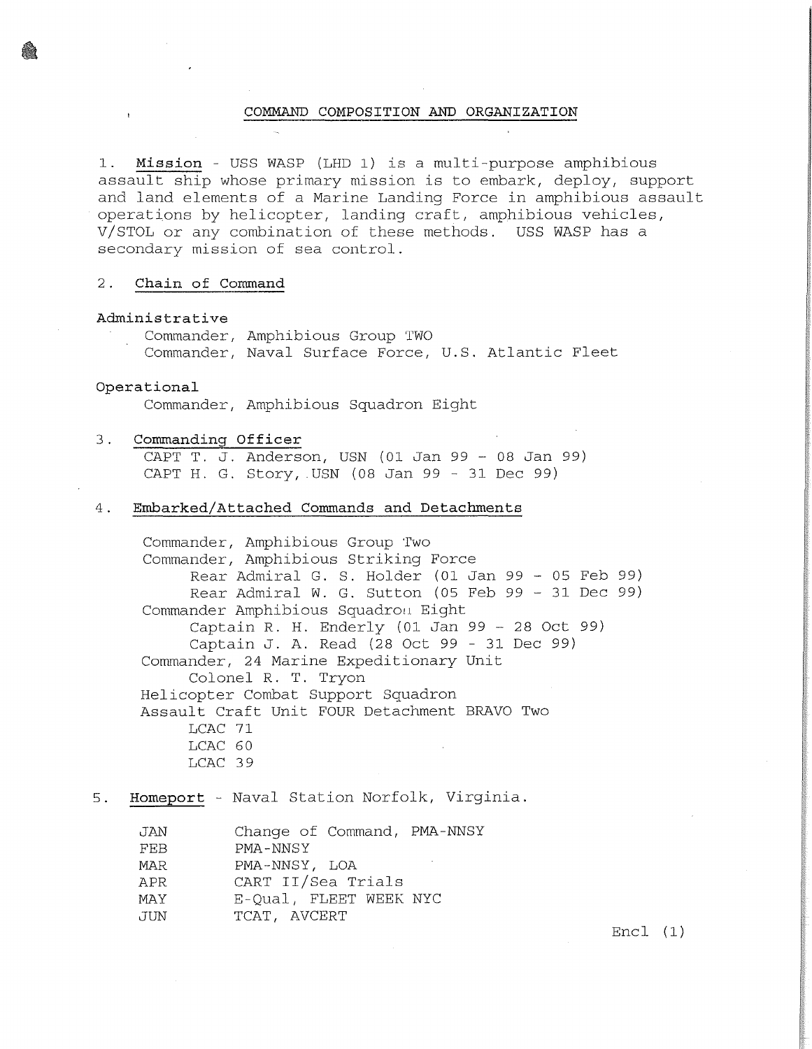## COMMAND COMPOSITION AND ORGANIZATION

1. **Mission** - USS WASP (LHD 1) is a multi-purpose amphibious assault ship whose primary mission is to embark, deploy, support and land elements of a Marine Landing Force in amphibious assault operations by helicopter, landing craft, amphibious vehicles, V/STOL or any combination of these methods. USS WASP has a secondary mission of sea control.

2. Chain of Command

Administrative

Commander, Amphibious Group TWO
Commander, Naval Surface Force, U.S. Atlantic Fleet

Operational

Commander, Amphibious Squadron Eight

3. Commanding Officer

CAPT T. J. Anderson, USN (01 Jan 99 - 08 Jan 99)
CAPT H. G. Story, USN (08 Jan 99 - 31 Dec 99)

4. Embarked/Attached Commands and Detachments

Commander, Amphibious Group Two
Commander, Amphibious Striking Force
  Rear Admiral G. S. Holder (01 Jan 99 - 05 Feb 99)
  Rear Admiral W. G. Sutton (05 Feb 99 - 31 Dec 99)
Commander Amphibious Squadron Eight
  Captain R. H. Enderly (01 Jan 99 - 28 Oct 99)
  Captain J. A. Read (28 Oct 99 - 31 Dec 99)
Commander, 24 Marine Expeditionary Unit
  Colonel R. T. Tryon
Helicopter Combat Support Squadron
Assault Craft Unit FOUR Detachment BRAVO Two
  LCAC 71
  LCAC 60
  LCAC 39

5. **Homeport** - Naval Station Norfolk, Virginia.

| | |
|---|---|
| JAN | Change of Command, PMA-NNSY |
| FEB | PMA-NNSY |
| MAR | PMA-NNSY, LOA |
| APR | CART II/Sea Trials |
| MAY | E-Qual, FLEET WEEK NYC |
| JUN | TCAT, AVCERT |

Encl (1)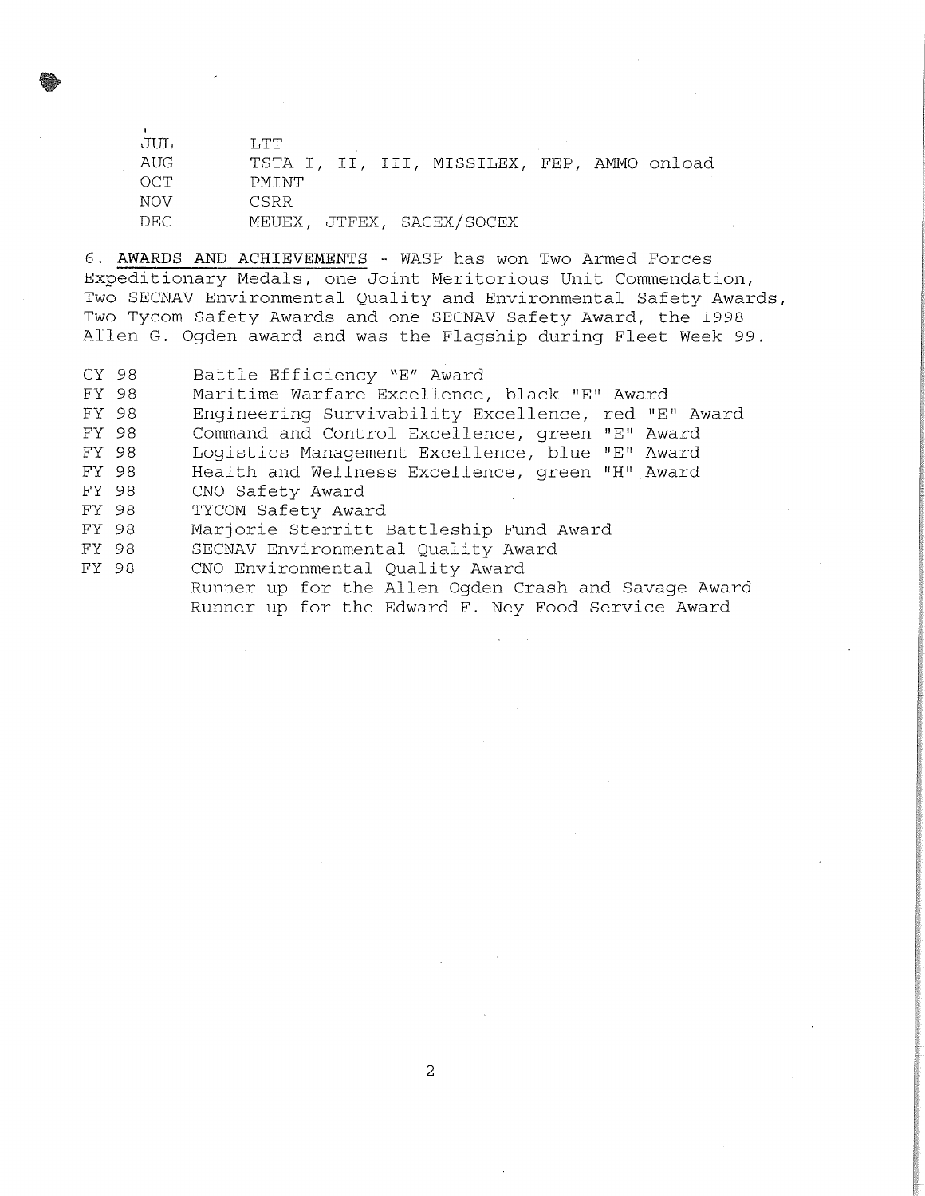| | |
|---|---|
| JUL | LTT |
| AUG | TSTA I, II, III, MISSILEX, FEP, AMMO onload |
| OCT | PMINT |
| NOV | CSRR |
| DEC | MEUEX, JTFEX, SACEX/SOCEX |

6. **AWARDS AND ACHIEVEMENTS** - WASP has won Two Armed Forces Expeditionary Medals, one Joint Meritorious Unit Commendation, Two SECNAV Environmental Quality and Environmental Safety Awards, Two Tycom Safety Awards and one SECNAV Safety Award, the 1998 Allen G. Ogden award and was the Flagship during Fleet Week 99.

| | |
|---|---|
| CY 98 | Battle Efficiency "E" Award |
| FY 98 | Maritime Warfare Excellence, black "E" Award |
| FY 98 | Engineering Survivability Excellence, red "E" Award |
| FY 98 | Command and Control Excellence, green "E" Award |
| FY 98 | Logistics Management Excellence, blue "E" Award |
| FY 98 | Health and Wellness Excellence, green "H" Award |
| FY 98 | CNO Safety Award |
| FY 98 | TYCOM Safety Award |
| FY 98 | Marjorie Sterritt Battleship Fund Award |
| FY 98 | SECNAV Environmental Quality Award |
| FY 98 | CNO Environmental Quality Award |
| | Runner up for the Allen Ogden Crash and Savage Award |
| | Runner up for the Edward F. Ney Food Service Award |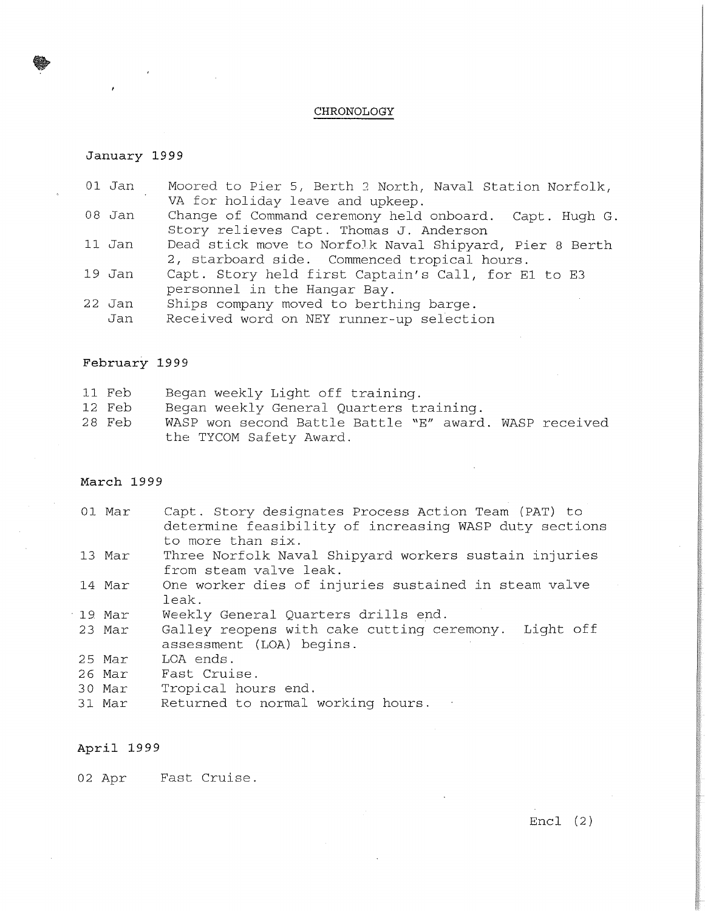# CHRONOLOGY

## January 1999

| | |
|---|---|
| 01 Jan | Moored to Pier 5, Berth 2 North, Naval Station Norfolk, VA for holiday leave and upkeep. |
| 08 Jan | Change of Command ceremony held onboard. Capt. Hugh G. Story relieves Capt. Thomas J. Anderson |
| 11 Jan | Dead stick move to Norfolk Naval Shipyard, Pier 8 Berth 2, starboard side. Commenced tropical hours. |
| 19 Jan | Capt. Story held first Captain's Call, for E1 to E3 personnel in the Hangar Bay. |
| 22 Jan | Ships company moved to berthing barge. |
| Jan | Received word on NEY runner-up selection |

## February 1999

| | |
|---|---|
| 11 Feb | Began weekly Light off training. |
| 12 Feb | Began weekly General Quarters training. |
| 28 Feb | WASP won second Battle Battle "E" award. WASP received the TYCOM Safety Award. |

## March 1999

| | |
|---|---|
| 01 Mar | Capt. Story designates Process Action Team (PAT) to determine feasibility of increasing WASP duty sections to more than six. |
| 13 Mar | Three Norfolk Naval Shipyard workers sustain injuries from steam valve leak. |
| 14 Mar | One worker dies of injuries sustained in steam valve leak. |
| 19 Mar | Weekly General Quarters drills end. |
| 23 Mar | Galley reopens with cake cutting ceremony. Light off assessment (LOA) begins. |
| 25 Mar | LOA ends. |
| 26 Mar | Fast Cruise. |
| 30 Mar | Tropical hours end. |
| 31 Mar | Returned to normal working hours. |

## April 1999

| | |
|---|---|
| 02 Apr | Fast Cruise. |

Encl (2)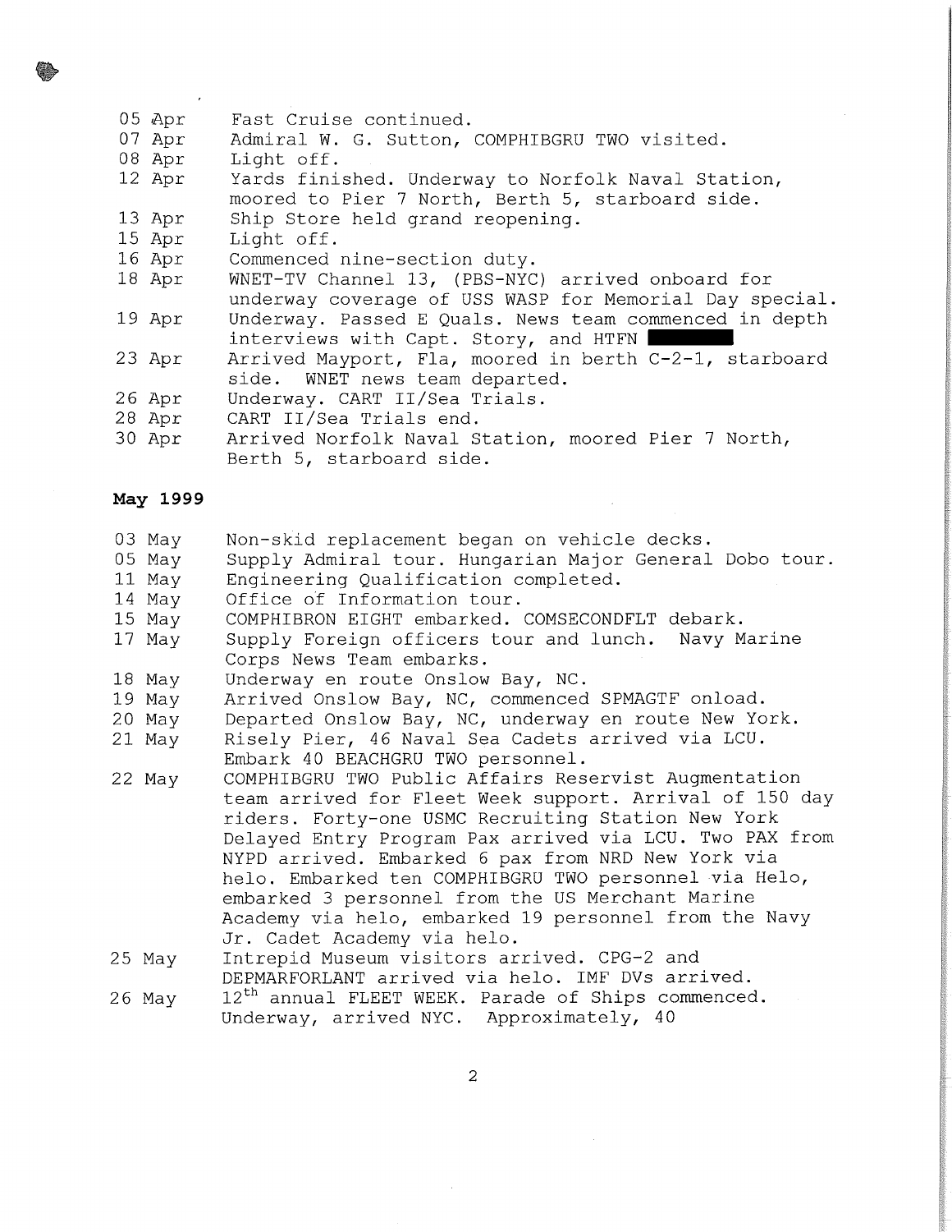| | |
|---|---|
| 05 Apr | Fast Cruise continued. |
| 07 Apr | Admiral W. G. Sutton, COMPHIBGRU TWO visited. |
| 08 Apr | Light off. |
| 12 Apr | Yards finished. Underway to Norfolk Naval Station, moored to Pier 7 North, Berth 5, starboard side. |
| 13 Apr | Ship Store held grand reopening. |
| 15 Apr | Light off. |
| 16 Apr | Commenced nine-section duty. |
| 18 Apr | WNET-TV Channel 13, (PBS-NYC) arrived onboard for underway coverage of USS WASP for Memorial Day special. |
| 19 Apr | Underway. Passed E Quals. News team commenced in depth interviews with Capt. Story, and HTFN ██████ |
| 23 Apr | Arrived Mayport, Fla, moored in berth C-2-1, starboard side. WNET news team departed. |
| 26 Apr | Underway. CART II/Sea Trials. |
| 28 Apr | CART II/Sea Trials end. |
| 30 Apr | Arrived Norfolk Naval Station, moored Pier 7 North, Berth 5, starboard side. |

**May 1999**

| | |
|---|---|
| 03 May | Non-skid replacement began on vehicle decks. |
| 05 May | Supply Admiral tour. Hungarian Major General Dobo tour. |
| 11 May | Engineering Qualification completed. |
| 14 May | Office of Information tour. |
| 15 May | COMPHIBRON EIGHT embarked. COMSECONDFLT debark. |
| 17 May | Supply Foreign officers tour and lunch. Navy Marine Corps News Team embarks. |
| 18 May | Underway en route Onslow Bay, NC. |
| 19 May | Arrived Onslow Bay, NC, commenced SPMAGTF onload. |
| 20 May | Departed Onslow Bay, NC, underway en route New York. |
| 21 May | Risely Pier, 46 Naval Sea Cadets arrived via LCU. Embark 40 BEACHGRU TWO personnel. |
| 22 May | COMPHIBGRU TWO Public Affairs Reservist Augmentation team arrived for Fleet Week support. Arrival of 150 day riders. Forty-one USMC Recruiting Station New York Delayed Entry Program Pax arrived via LCU. Two PAX from NYPD arrived. Embarked 6 pax from NRD New York via helo. Embarked ten COMPHIBGRU TWO personnel via Helo, embarked 3 personnel from the US Merchant Marine Academy via helo, embarked 19 personnel from the Navy Jr. Cadet Academy via helo. |
| 25 May | Intrepid Museum visitors arrived. CPG-2 and DEPMARFORLANT arrived via helo. IMF DVs arrived. |
| 26 May | 12th annual FLEET WEEK. Parade of Ships commenced. Underway, arrived NYC. Approximately, 40 |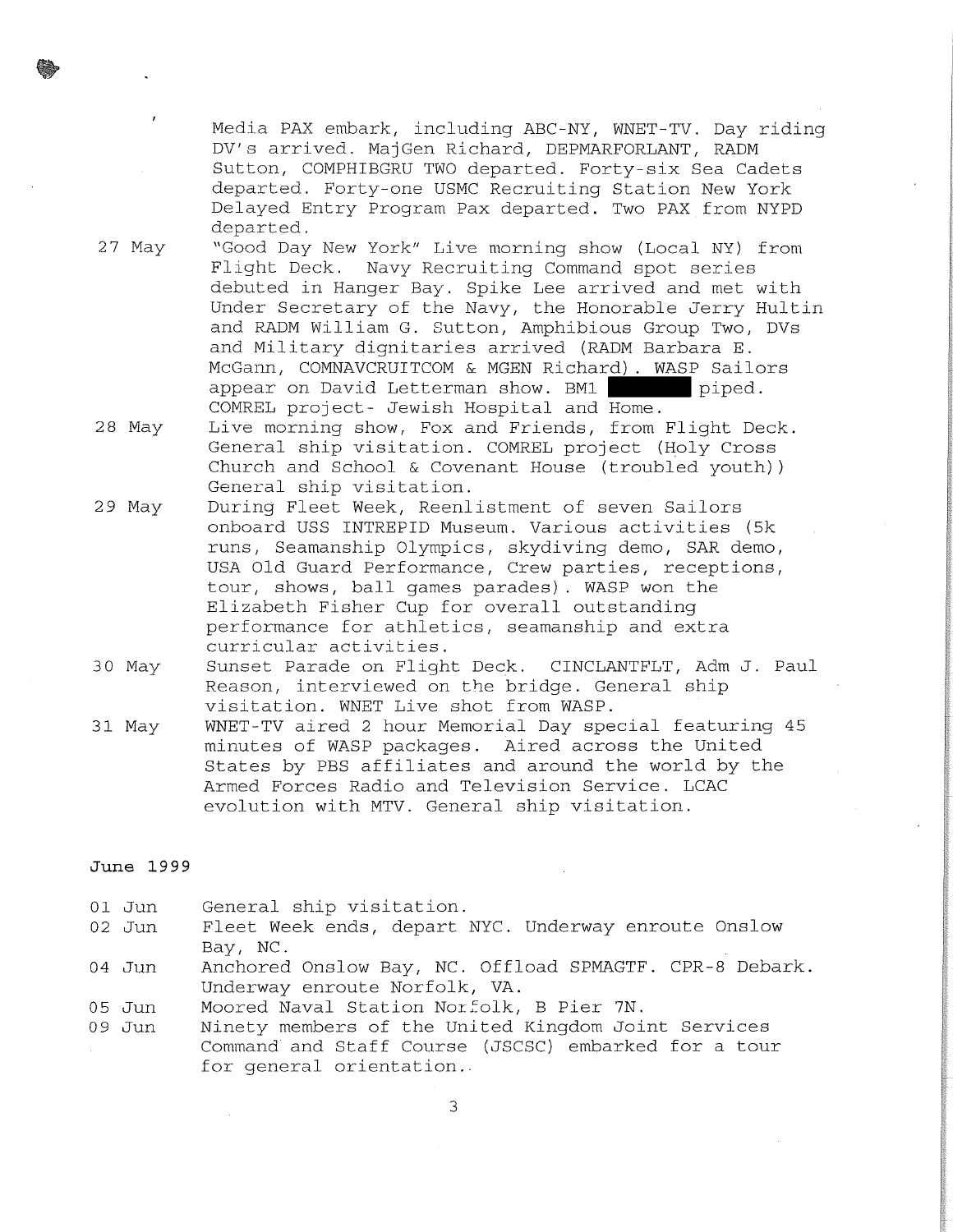Media PAX embark, including ABC-NY, WNET-TV. Day riding DV's arrived. MajGen Richard, DEPMARFORLANT, RADM Sutton, COMPHIBGRU TWO departed. Forty-six Sea Cadets departed. Forty-one USMC Recruiting Station New York Delayed Entry Program Pax departed. Two PAX from NYPD departed.

27 May "Good Day New York" Live morning show (Local NY) from Flight Deck. Navy Recruiting Command spot series debuted in Hanger Bay. Spike Lee arrived and met with Under Secretary of the Navy, the Honorable Jerry Hultin and RADM William G. Sutton, Amphibious Group Two, DVs and Military dignitaries arrived (RADM Barbara E. McGann, COMNAVCRUITCOM & MGEN Richard). WASP Sailors appear on David Letterman show. BM1 [REDACTED] piped. COMREL project- Jewish Hospital and Home.

28 May Live morning show, Fox and Friends, from Flight Deck. General ship visitation. COMREL project (Holy Cross Church and School & Covenant House (troubled youth)) General ship visitation.

29 May During Fleet Week, Reenlistment of seven Sailors onboard USS INTREPID Museum. Various activities (5k runs, Seamanship Olympics, skydiving demo, SAR demo, USA Old Guard Performance, Crew parties, receptions, tour, shows, ball games parades). WASP won the Elizabeth Fisher Cup for overall outstanding performance for athletics, seamanship and extra curricular activities.

30 May Sunset Parade on Flight Deck. CINCLANTFLT, Adm J. Paul Reason, interviewed on the bridge. General ship visitation. WNET Live shot from WASP.

31 May WNET-TV aired 2 hour Memorial Day special featuring 45 minutes of WASP packages. Aired across the United States by PBS affiliates and around the world by the Armed Forces Radio and Television Service. LCAC evolution with MTV. General ship visitation.

## June 1999

01 Jun General ship visitation.

02 Jun Fleet Week ends, depart NYC. Underway enroute Onslow Bay, NC.

04 Jun Anchored Onslow Bay, NC. Offload SPMAGTF. CPR-8 Debark. Underway enroute Norfolk, VA.

05 Jun Moored Naval Station Norfolk, B Pier 7N.

09 Jun Ninety members of the United Kingdom Joint Services Command and Staff Course (JSCSC) embarked for a tour for general orientation.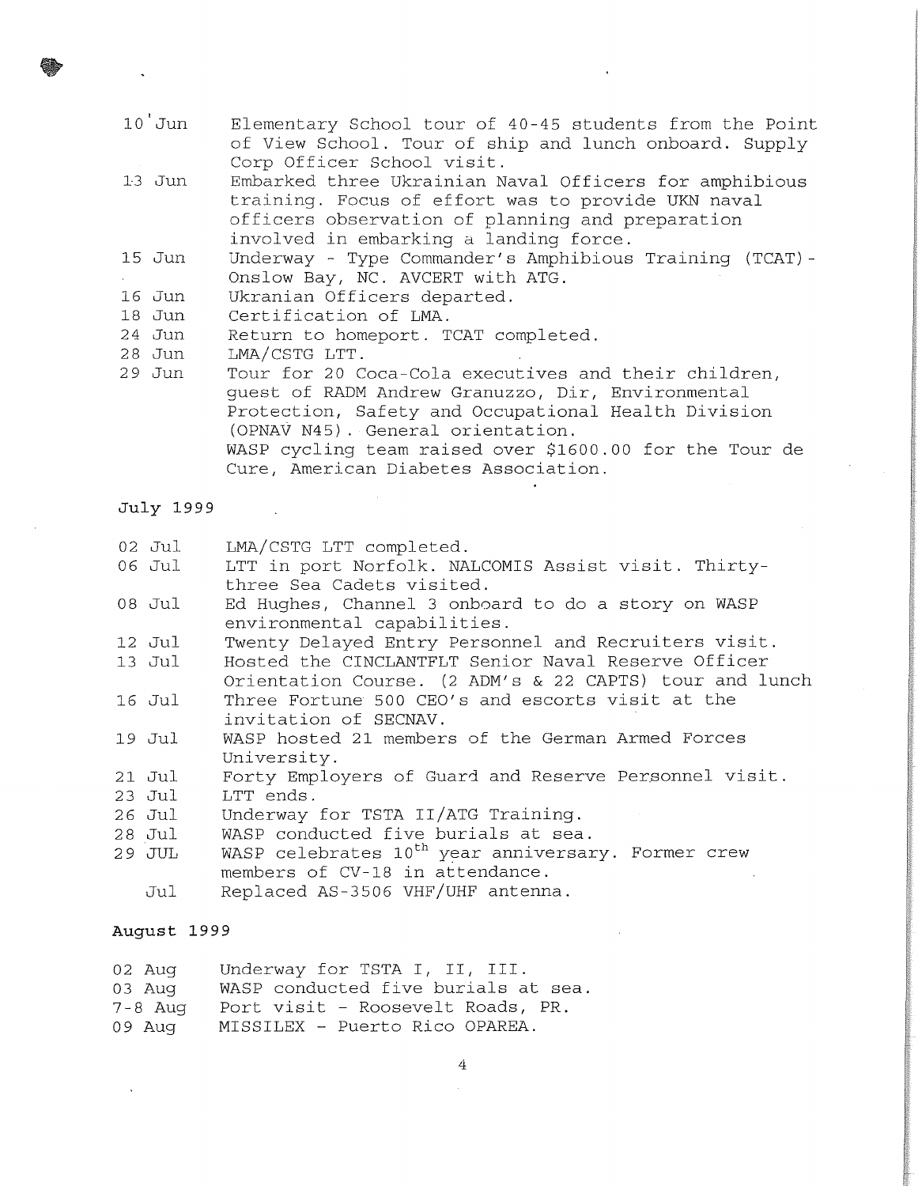| | |
|---|---|
| 10 Jun | Elementary School tour of 40-45 students from the Point of View School. Tour of ship and lunch onboard. Supply Corp Officer School visit. |
| 13 Jun | Embarked three Ukrainian Naval Officers for amphibious training. Focus of effort was to provide UKN naval officers observation of planning and preparation involved in embarking a landing force. |
| 15 Jun | Underway - Type Commander's Amphibious Training (TCAT)-Onslow Bay, NC. AVCERT with ATG. |
| 16 Jun | Ukranian Officers departed. |
| 18 Jun | Certification of LMA. |
| 24 Jun | Return to homeport. TCAT completed. |
| 28 Jun | LMA/CSTG LTT. |
| 29 Jun | Tour for 20 Coca-Cola executives and their children, guest of RADM Andrew Granuzzo, Dir, Environmental Protection, Safety and Occupational Health Division (OPNAV N45). General orientation. WASP cycling team raised over $1600.00 for the Tour de Cure, American Diabetes Association. |

## July 1999

| | |
|---|---|
| 02 Jul | LMA/CSTG LTT completed. |
| 06 Jul | LTT in port Norfolk. NALCOMIS Assist visit. Thirty-three Sea Cadets visited. |
| 08 Jul | Ed Hughes, Channel 3 onboard to do a story on WASP environmental capabilities. |
| 12 Jul | Twenty Delayed Entry Personnel and Recruiters visit. |
| 13 Jul | Hosted the CINCLANTFLT Senior Naval Reserve Officer Orientation Course. (2 ADM's & 22 CAPTS) tour and lunch |
| 16 Jul | Three Fortune 500 CEO's and escorts visit at the invitation of SECNAV. |
| 19 Jul | WASP hosted 21 members of the German Armed Forces University. |
| 21 Jul | Forty Employers of Guard and Reserve Personnel visit. |
| 23 Jul | LTT ends. |
| 26 Jul | Underway for TSTA II/ATG Training. |
| 28 Jul | WASP conducted five burials at sea. |
| 29 JUL | WASP celebrates 10th year anniversary. Former crew members of CV-18 in attendance. |
| Jul | Replaced AS-3506 VHF/UHF antenna. |

## August 1999

| | |
|---|---|
| 02 Aug | Underway for TSTA I, II, III. |
| 03 Aug | WASP conducted five burials at sea. |
| 7-8 Aug | Port visit - Roosevelt Roads, PR. |
| 09 Aug | MISSILEX - Puerto Rico OPAREA. |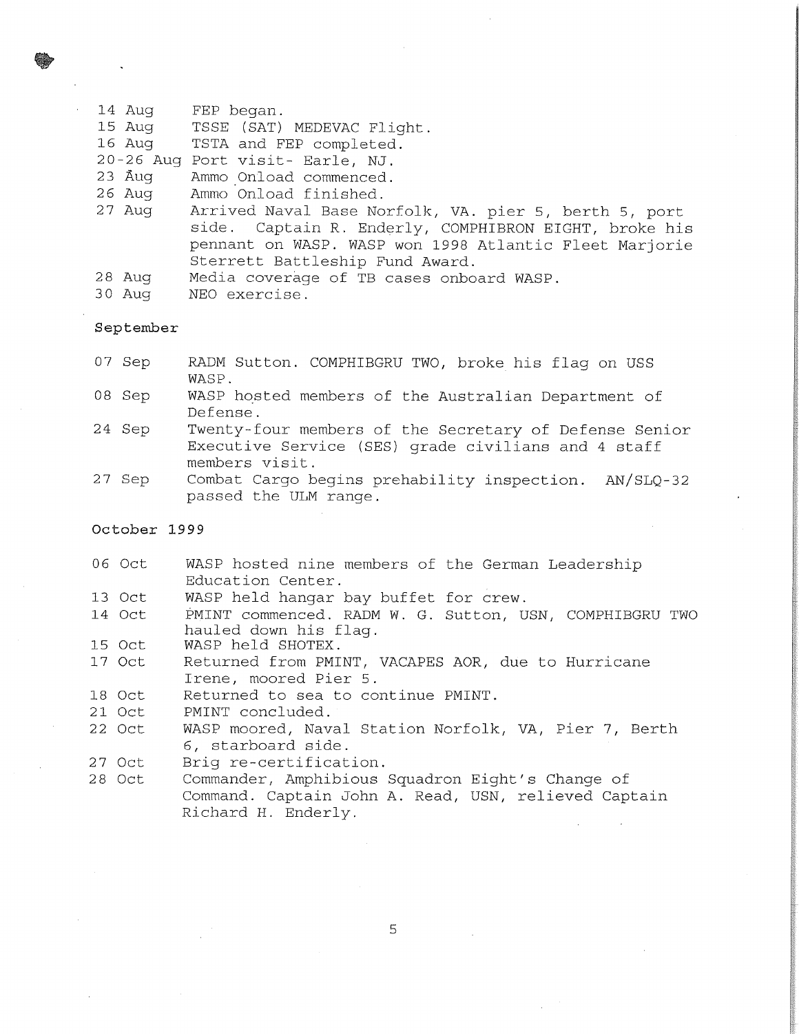| | |
|---|---|
| 14 Aug | FEP began. |
| 15 Aug | TSSE (SAT) MEDEVAC Flight. |
| 16 Aug | TSTA and FEP completed. |
| 20-26 Aug | Port visit- Earle, NJ. |
| 23 Aug | Ammo Onload commenced. |
| 26 Aug | Ammo Onload finished. |
| 27 Aug | Arrived Naval Base Norfolk, VA. pier 5, berth 5, port side. Captain R. Enderly, COMPHIBRON EIGHT, broke his pennant on WASP. WASP won 1998 Atlantic Fleet Marjorie Sterrett Battleship Fund Award. |
| 28 Aug | Media coverage of TB cases onboard WASP. |
| 30 Aug | NEO exercise. |

**September**

| | |
|---|---|
| 07 Sep | RADM Sutton. COMPHIBGRU TWO, broke his flag on USS WASP. |
| 08 Sep | WASP hosted members of the Australian Department of Defense. |
| 24 Sep | Twenty-four members of the Secretary of Defense Senior Executive Service (SES) grade civilians and 4 staff members visit. |
| 27 Sep | Combat Cargo begins prehability inspection. AN/SLQ-32 passed the ULM range. |

**October 1999**

| | |
|---|---|
| 06 Oct | WASP hosted nine members of the German Leadership Education Center. |
| 13 Oct | WASP held hangar bay buffet for crew. |
| 14 Oct | PMINT commenced. RADM W. G. Sutton, USN, COMPHIBGRU TWO hauled down his flag. |
| 15 Oct | WASP held SHOTEX. |
| 17 Oct | Returned from PMINT, VACAPES AOR, due to Hurricane Irene, moored Pier 5. |
| 18 Oct | Returned to sea to continue PMINT. |
| 21 Oct | PMINT concluded. |
| 22 Oct | WASP moored, Naval Station Norfolk, VA, Pier 7, Berth 6, starboard side. |
| 27 Oct | Brig re-certification. |
| 28 Oct | Commander, Amphibious Squadron Eight's Change of Command. Captain John A. Read, USN, relieved Captain Richard H. Enderly. |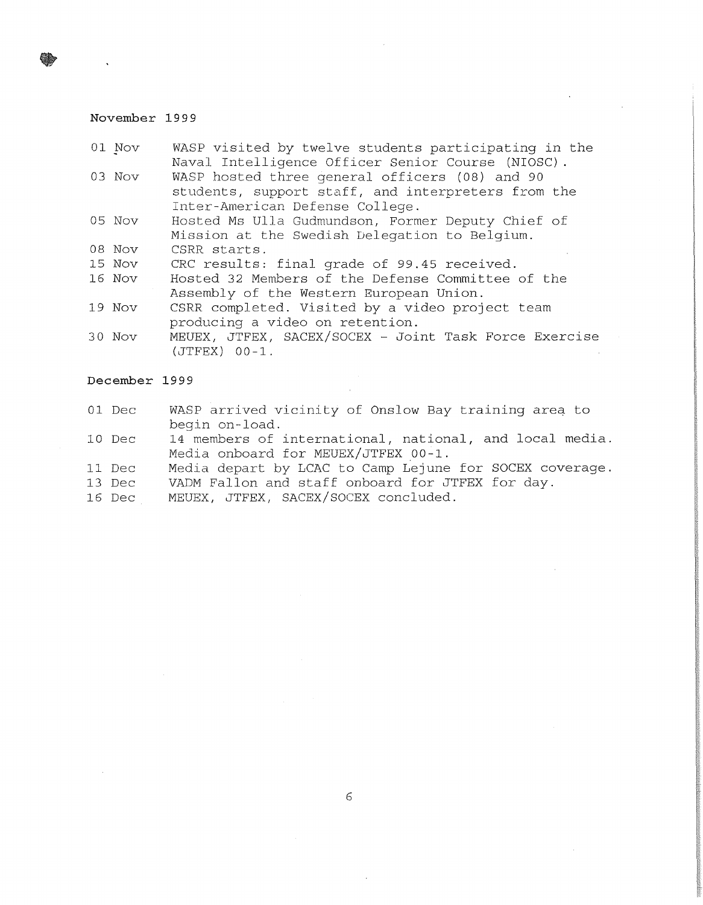## November 1999

| | |
|---|---|
| 01 Nov | WASP visited by twelve students participating in the Naval Intelligence Officer Senior Course (NIOSC). |
| 03 Nov | WASP hosted three general officers (08) and 90 students, support staff, and interpreters from the Inter-American Defense College. |
| 05 Nov | Hosted Ms Ulla Gudmundson, Former Deputy Chief of Mission at the Swedish Delegation to Belgium. |
| 08 Nov | CSRR starts. |
| 15 Nov | CRC results: final grade of 99.45 received. |
| 16 Nov | Hosted 32 Members of the Defense Committee of the Assembly of the Western European Union. |
| 19 Nov | CSRR completed. Visited by a video project team producing a video on retention. |
| 30 Nov | MEUEX, JTFEX, SACEX/SOCEX - Joint Task Force Exercise (JTFEX) 00-1. |

## December 1999

| | |
|---|---|
| 01 Dec | WASP arrived vicinity of Onslow Bay training area to begin on-load. |
| 10 Dec | 14 members of international, national, and local media. Media onboard for MEUEX/JTFEX 00-1. |
| 11 Dec | Media depart by LCAC to Camp Lejune for SOCEX coverage. |
| 13 Dec | VADM Fallon and staff onboard for JTFEX for day. |
| 16 Dec | MEUEX, JTFEX, SACEX/SOCEX concluded. |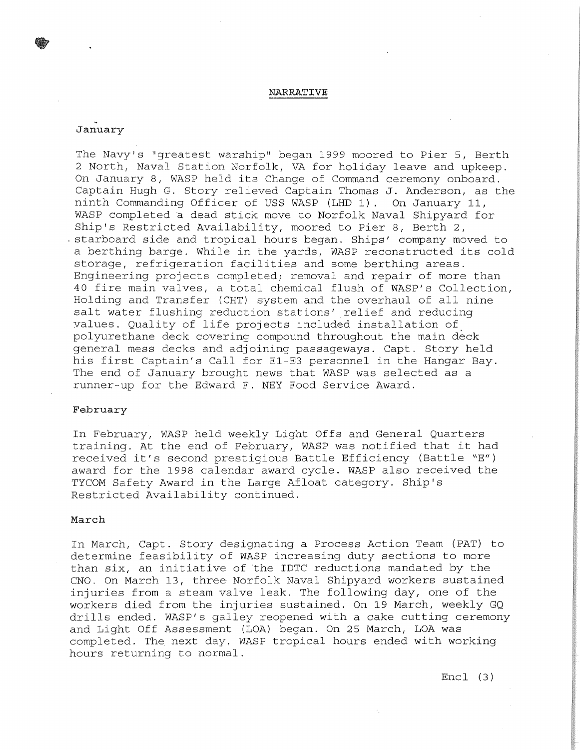# NARRATIVE

## January

The Navy's "greatest warship" began 1999 moored to Pier 5, Berth 2 North, Naval Station Norfolk, VA for holiday leave and upkeep. On January 8, WASP held its Change of Command ceremony onboard. Captain Hugh G. Story relieved Captain Thomas J. Anderson, as the ninth Commanding Officer of USS WASP (LHD 1). On January 11, WASP completed a dead stick move to Norfolk Naval Shipyard for Ship's Restricted Availability, moored to Pier 8, Berth 2, starboard side and tropical hours began. Ships' company moved to a berthing barge. While in the yards, WASP reconstructed its cold storage, refrigeration facilities and some berthing areas. Engineering projects completed; removal and repair of more than 40 fire main valves, a total chemical flush of WASP's Collection, Holding and Transfer (CHT) system and the overhaul of all nine salt water flushing reduction stations' relief and reducing values. Quality of life projects included installation of polyurethane deck covering compound throughout the main deck general mess decks and adjoining passageways. Capt. Story held his first Captain's Call for E1-E3 personnel in the Hangar Bay. The end of January brought news that WASP was selected as a runner-up for the Edward F. NEY Food Service Award.

## February

In February, WASP held weekly Light Offs and General Quarters training. At the end of February, WASP was notified that it had received it's second prestigious Battle Efficiency (Battle "E") award for the 1998 calendar award cycle. WASP also received the TYCOM Safety Award in the Large Afloat category. Ship's Restricted Availability continued.

## March

In March, Capt. Story designating a Process Action Team (PAT) to determine feasibility of WASP increasing duty sections to more than six, an initiative of the IDTC reductions mandated by the CNO. On March 13, three Norfolk Naval Shipyard workers sustained injuries from a steam valve leak. The following day, one of the workers died from the injuries sustained. On 19 March, weekly GQ drills ended. WASP's galley reopened with a cake cutting ceremony and Light Off Assessment (LOA) began. On 25 March, LOA was completed. The next day, WASP tropical hours ended with working hours returning to normal.

Encl (3)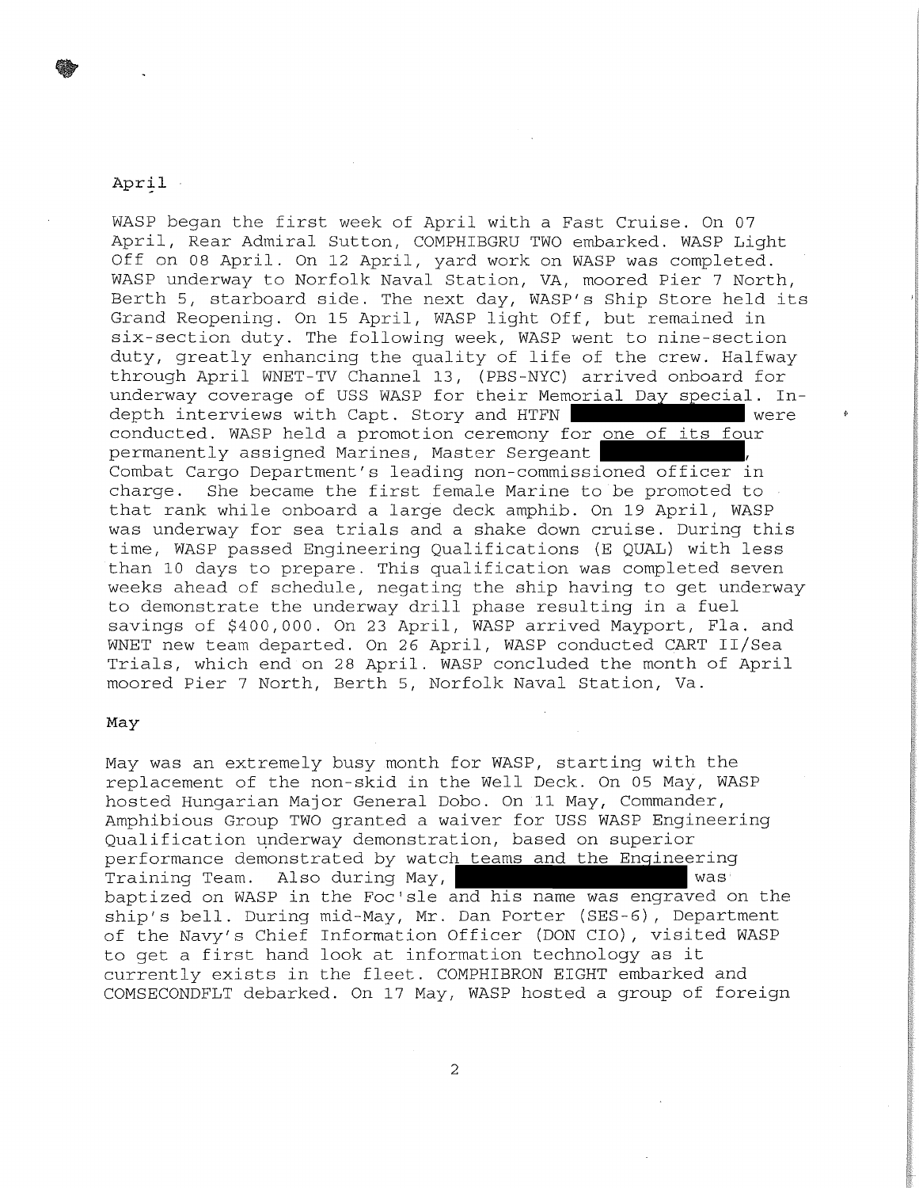## April

WASP began the first week of April with a Fast Cruise. On 07 April, Rear Admiral Sutton, COMPHIBGRU TWO embarked. WASP Light Off on 08 April. On 12 April, yard work on WASP was completed. WASP underway to Norfolk Naval Station, VA, moored Pier 7 North, Berth 5, starboard side. The next day, WASP's Ship Store held its Grand Reopening. On 15 April, WASP light Off, but remained in six-section duty. The following week, WASP went to nine-section duty, greatly enhancing the quality of life of the crew. Halfway through April WNET-TV Channel 13, (PBS-NYC) arrived onboard for underway coverage of USS WASP for their Memorial Day special. In-depth interviews with Capt. Story and HTFN ████████████ were conducted. WASP held a promotion ceremony for one of its four permanently assigned Marines, Master Sergeant ████████████, Combat Cargo Department's leading non-commissioned officer in charge. She became the first female Marine to be promoted to that rank while onboard a large deck amphib. On 19 April, WASP was underway for sea trials and a shake down cruise. During this time, WASP passed Engineering Qualifications (E QUAL) with less than 10 days to prepare. This qualification was completed seven weeks ahead of schedule, negating the ship having to get underway to demonstrate the underway drill phase resulting in a fuel savings of $400,000. On 23 April, WASP arrived Mayport, Fla. and WNET new team departed. On 26 April, WASP conducted CART II/Sea Trials, which end on 28 April. WASP concluded the month of April moored Pier 7 North, Berth 5, Norfolk Naval Station, Va.

## May

May was an extremely busy month for WASP, starting with the replacement of the non-skid in the Well Deck. On 05 May, WASP hosted Hungarian Major General Dobo. On 11 May, Commander, Amphibious Group TWO granted a waiver for USS WASP Engineering Qualification underway demonstration, based on superior performance demonstrated by watch teams and the Engineering Training Team. Also during May, ████████████████ was baptized on WASP in the Foc'sle and his name was engraved on the ship's bell. During mid-May, Mr. Dan Porter (SES-6), Department of the Navy's Chief Information Officer (DON CIO), visited WASP to get a first hand look at information technology as it currently exists in the fleet. COMPHIBRON EIGHT embarked and COMSECONDFLT debarked. On 17 May, WASP hosted a group of foreign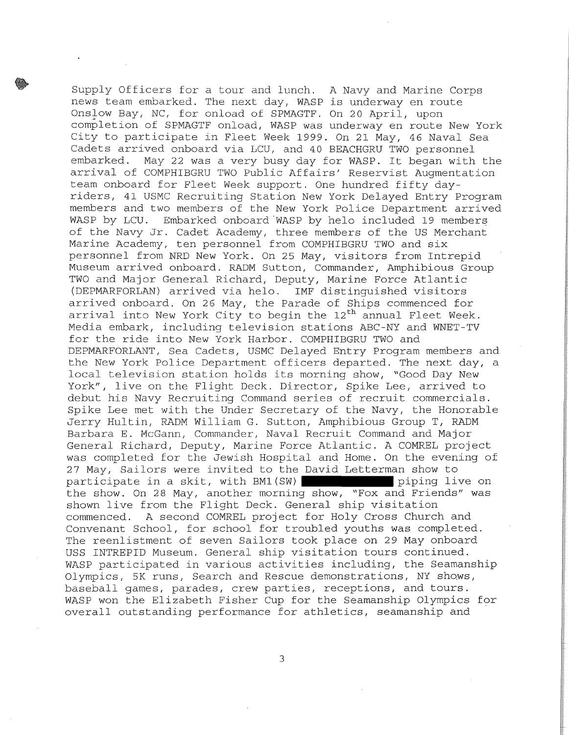Supply Officers for a tour and lunch. A Navy and Marine Corps news team embarked. The next day, WASP is underway en route Onslow Bay, NC, for onload of SPMAGTF. On 20 April, upon completion of SPMAGTF onload, WASP was underway en route New York City to participate in Fleet Week 1999. On 21 May, 46 Naval Sea Cadets arrived onboard via LCU, and 40 BEACHGRU TWO personnel embarked. May 22 was a very busy day for WASP. It began with the arrival of COMPHIBGRU TWO Public Affairs' Reservist Augmentation team onboard for Fleet Week support. One hundred fifty day-riders, 41 USMC Recruiting Station New York Delayed Entry Program members and two members of the New York Police Department arrived WASP by LCU. Embarked onboard WASP by helo included 19 members of the Navy Jr. Cadet Academy, three members of the US Merchant Marine Academy, ten personnel from COMPHIBGRU TWO and six personnel from NRD New York. On 25 May, visitors from Intrepid Museum arrived onboard. RADM Sutton, Commander, Amphibious Group TWO and Major General Richard, Deputy, Marine Force Atlantic (DEPMARFORLAN) arrived via helo. IMF distinguished visitors arrived onboard. On 26 May, the Parade of Ships commenced for arrival into New York City to begin the 12th annual Fleet Week. Media embark, including television stations ABC-NY and WNET-TV for the ride into New York Harbor. COMPHIBGRU TWO and DEPMARFORLANT, Sea Cadets, USMC Delayed Entry Program members and the New York Police Department officers departed. The next day, a local television station holds its morning show, "Good Day New York", live on the Flight Deck. Director, Spike Lee, arrived to debut his Navy Recruiting Command series of recruit commercials. Spike Lee met with the Under Secretary of the Navy, the Honorable Jerry Hultin, RADM William G. Sutton, Amphibious Group T, RADM Barbara E. McGann, Commander, Naval Recruit Command and Major General Richard, Deputy, Marine Force Atlantic. A COMREL project was completed for the Jewish Hospital and Home. On the evening of 27 May, Sailors were invited to the David Letterman show to participate in a skit, with BM1(SW) ██████████ piping live on the show. On 28 May, another morning show, "Fox and Friends" was shown live from the Flight Deck. General ship visitation commenced. A second COMREL project for Holy Cross Church and Convenant School, for school for troubled youths was completed. The reenlistment of seven Sailors took place on 29 May onboard USS INTREPID Museum. General ship visitation tours continued. WASP participated in various activities including, the Seamanship Olympics, 5K runs, Search and Rescue demonstrations, NY shows, baseball games, parades, crew parties, receptions, and tours. WASP won the Elizabeth Fisher Cup for the Seamanship Olympics for overall outstanding performance for athletics, seamanship and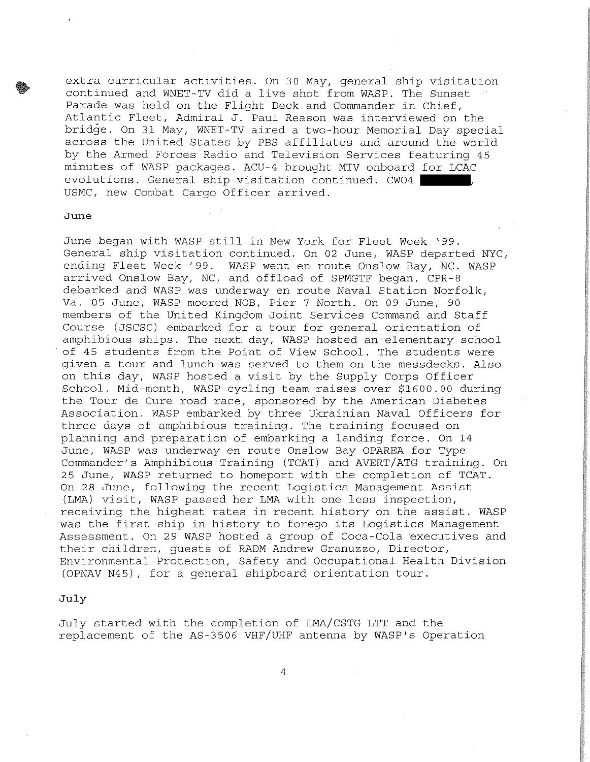extra curricular activities. On 30 May, general ship visitation continued and WNET-TV did a live shot from WASP. The Sunset Parade was held on the Flight Deck and Commander in Chief, Atlantic Fleet, Admiral J. Paul Reason was interviewed on the bridge. On 31 May, WNET-TV aired a two-hour Memorial Day special across the United States by PBS affiliates and around the world by the Armed Forces Radio and Television Services featuring 45 minutes of WASP packages. ACU-4 brought MTV onboard for LCAC evolutions. General ship visitation continued. CWO4 ██████, USMC, new Combat Cargo Officer arrived.

**June**

June began with WASP still in New York for Fleet Week '99. General ship visitation continued. On 02 June, WASP departed NYC, ending Fleet Week '99. WASP went en route Onslow Bay, NC. WASP arrived Onslow Bay, NC, and offload of SPMGTF began. CPR-8 debarked and WASP was underway en route Naval Station Norfolk, Va. 05 June, WASP moored NOB, Pier 7 North. On 09 June, 90 members of the United Kingdom Joint Services Command and Staff Course (JSCSC) embarked for a tour for general orientation of amphibious ships. The next day, WASP hosted an elementary school of 45 students from the Point of View School. The students were given a tour and lunch was served to them on the messdecks. Also on this day, WASP hosted a visit by the Supply Corps Officer School. Mid-month, WASP cycling team raises over $1600.00 during the Tour de Cure road race, sponsored by the American Diabetes Association. WASP embarked by three Ukrainian Naval Officers for three days of amphibious training. The training focused on planning and preparation of embarking a landing force. On 14 June, WASP was underway en route Onslow Bay OPAREA for Type Commander's Amphibious Training (TCAT) and AVERT/ATG training. On 25 June, WASP returned to homeport with the completion of TCAT. On 28 June, following the recent Logistics Management Assist (LMA) visit, WASP passed her LMA with one less inspection, receiving the highest rates in recent history on the assist. WASP was the first ship in history to forego its Logistics Management Assessment. On 29 WASP hosted a group of Coca-Cola executives and their children, guests of RADM Andrew Granuzzo, Director, Environmental Protection, Safety and Occupational Health Division (OPNAV N45), for a general shipboard orientation tour.

**July**

July started with the completion of LMA/CSTG LTT and the replacement of the AS-3506 VHF/UHF antenna by WASP's Operation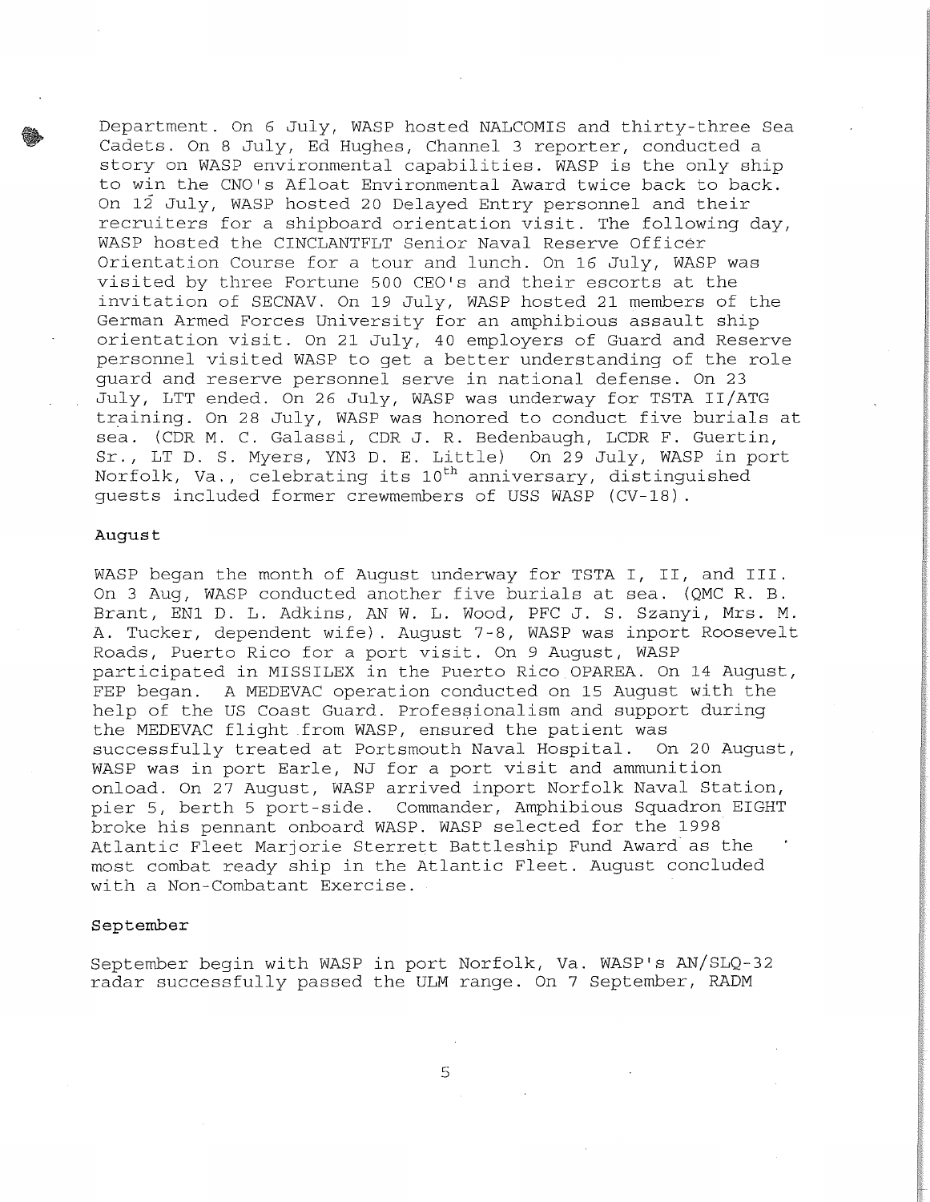Department. On 6 July, WASP hosted NALCOMIS and thirty-three Sea Cadets. On 8 July, Ed Hughes, Channel 3 reporter, conducted a story on WASP environmental capabilities. WASP is the only ship to win the CNO's Afloat Environmental Award twice back to back. On 12 July, WASP hosted 20 Delayed Entry personnel and their recruiters for a shipboard orientation visit. The following day, WASP hosted the CINCLANTFLT Senior Naval Reserve Officer Orientation Course for a tour and lunch. On 16 July, WASP was visited by three Fortune 500 CEO's and their escorts at the invitation of SECNAV. On 19 July, WASP hosted 21 members of the German Armed Forces University for an amphibious assault ship orientation visit. On 21 July, 40 employers of Guard and Reserve personnel visited WASP to get a better understanding of the role guard and reserve personnel serve in national defense. On 23 July, LTT ended. On 26 July, WASP was underway for TSTA II/ATG training. On 28 July, WASP was honored to conduct five burials at sea. (CDR M. C. Galassi, CDR J. R. Bedenbaugh, LCDR F. Guertin, Sr., LT D. S. Myers, YN3 D. E. Little) On 29 July, WASP in port Norfolk, Va., celebrating its 10th anniversary, distinguished guests included former crewmembers of USS WASP (CV-18).

**August**

WASP began the month of August underway for TSTA I, II, and III. On 3 Aug, WASP conducted another five burials at sea. (QMC R. B. Brant, EN1 D. L. Adkins, AN W. L. Wood, PFC J. S. Szanyi, Mrs. M. A. Tucker, dependent wife). August 7-8, WASP was inport Roosevelt Roads, Puerto Rico for a port visit. On 9 August, WASP participated in MISSILEX in the Puerto Rico OPAREA. On 14 August, FEP began. A MEDEVAC operation conducted on 15 August with the help of the US Coast Guard. Professionalism and support during the MEDEVAC flight from WASP, ensured the patient was successfully treated at Portsmouth Naval Hospital. On 20 August, WASP was in port Earle, NJ for a port visit and ammunition onload. On 27 August, WASP arrived inport Norfolk Naval Station, pier 5, berth 5 port-side. Commander, Amphibious Squadron EIGHT broke his pennant onboard WASP. WASP selected for the 1998 Atlantic Fleet Marjorie Sterrett Battleship Fund Award as the most combat ready ship in the Atlantic Fleet. August concluded with a Non-Combatant Exercise.

**September**

September begin with WASP in port Norfolk, Va. WASP's AN/SLQ-32 radar successfully passed the ULM range. On 7 September, RADM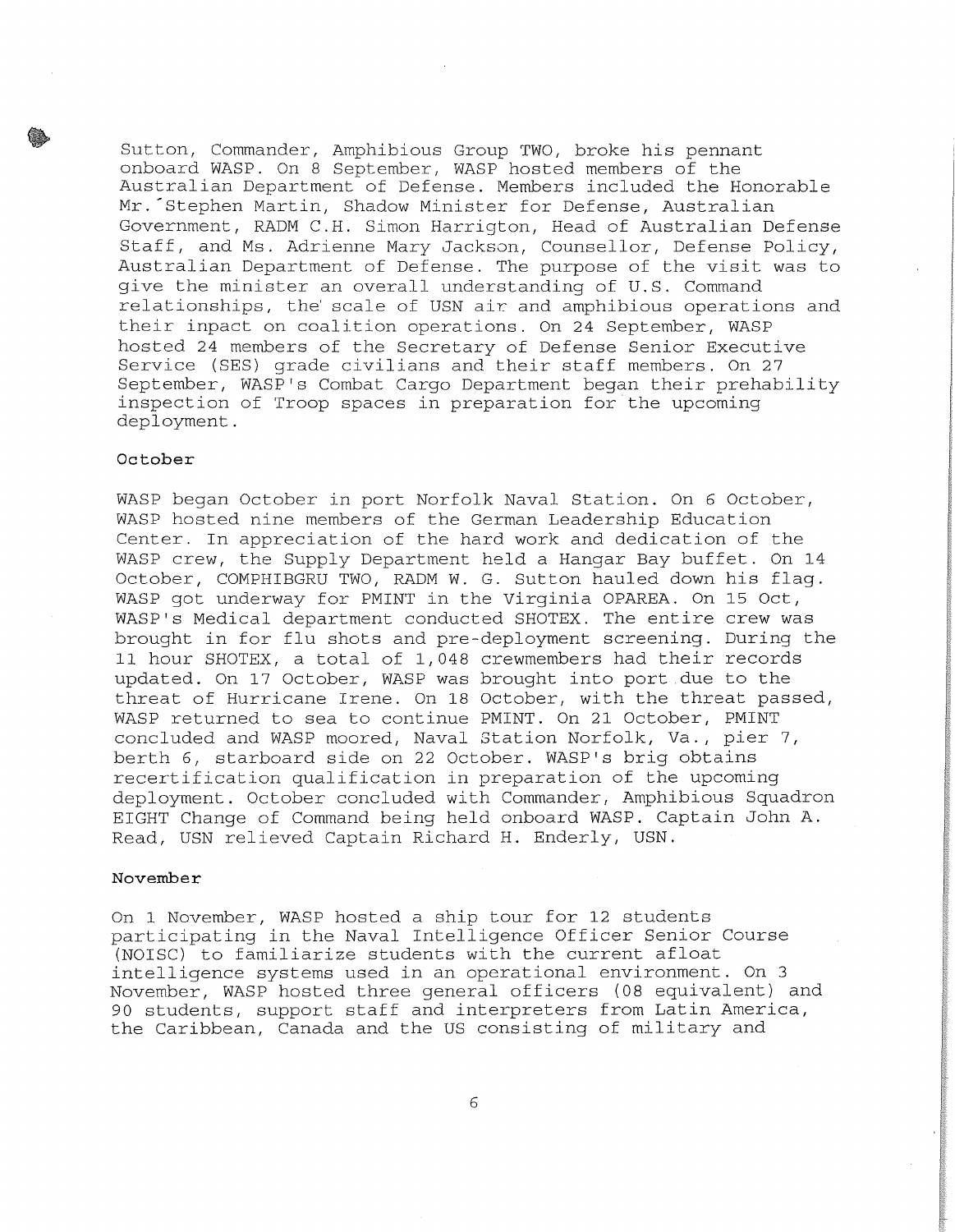Sutton, Commander, Amphibious Group TWO, broke his pennant onboard WASP. On 8 September, WASP hosted members of the Australian Department of Defense. Members included the Honorable Mr. Stephen Martin, Shadow Minister for Defense, Australian Government, RADM C.H. Simon Harrigton, Head of Australian Defense Staff, and Ms. Adrienne Mary Jackson, Counsellor, Defense Policy, Australian Department of Defense. The purpose of the visit was to give the minister an overall understanding of U.S. Command relationships, the scale of USN air and amphibious operations and their inpact on coalition operations. On 24 September, WASP hosted 24 members of the Secretary of Defense Senior Executive Service (SES) grade civilians and their staff members. On 27 September, WASP's Combat Cargo Department began their prehability inspection of Troop spaces in preparation for the upcoming deployment.

**October**

WASP began October in port Norfolk Naval Station. On 6 October, WASP hosted nine members of the German Leadership Education Center. In appreciation of the hard work and dedication of the WASP crew, the Supply Department held a Hangar Bay buffet. On 14 October, COMPHIBGRU TWO, RADM W. G. Sutton hauled down his flag. WASP got underway for PMINT in the Virginia OPAREA. On 15 Oct, WASP's Medical department conducted SHOTEX. The entire crew was brought in for flu shots and pre-deployment screening. During the 11 hour SHOTEX, a total of 1,048 crewmembers had their records updated. On 17 October, WASP was brought into port due to the threat of Hurricane Irene. On 18 October, with the threat passed, WASP returned to sea to continue PMINT. On 21 October, PMINT concluded and WASP moored, Naval Station Norfolk, Va., pier 7, berth 6, starboard side on 22 October. WASP's brig obtains recertification qualification in preparation of the upcoming deployment. October concluded with Commander, Amphibious Squadron EIGHT Change of Command being held onboard WASP. Captain John A. Read, USN relieved Captain Richard H. Enderly, USN.

**November**

On 1 November, WASP hosted a ship tour for 12 students participating in the Naval Intelligence Officer Senior Course (NOISC) to familiarize students with the current afloat intelligence systems used in an operational environment. On 3 November, WASP hosted three general officers (08 equivalent) and 90 students, support staff and interpreters from Latin America, the Caribbean, Canada and the US consisting of military and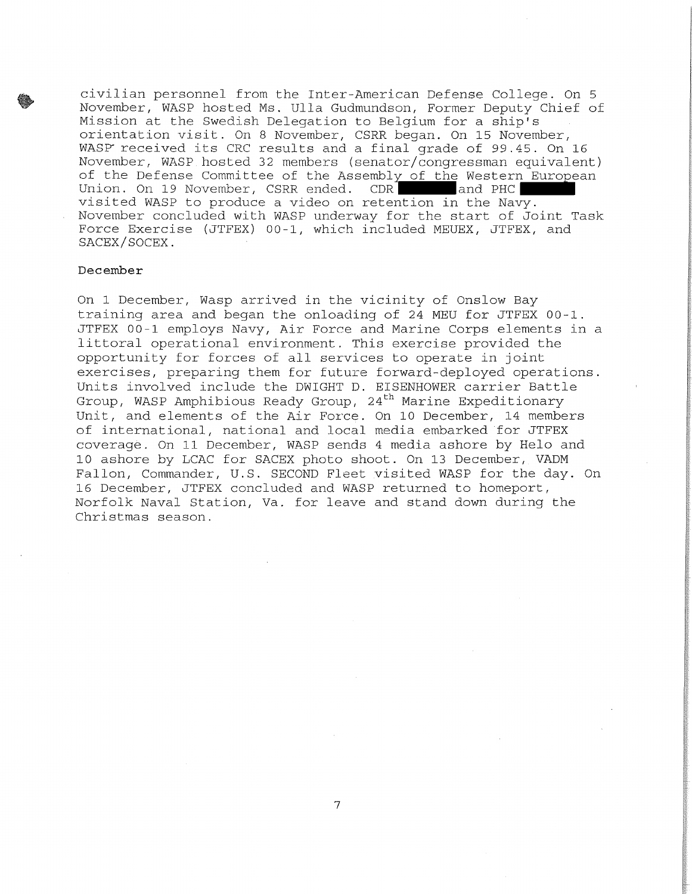civilian personnel from the Inter-American Defense College. On 5 November, WASP hosted Ms. Ulla Gudmundson, Former Deputy Chief of Mission at the Swedish Delegation to Belgium for a ship's orientation visit. On 8 November, CSRR began. On 15 November, WASP received its CRC results and a final grade of 99.45. On 16 November, WASP hosted 32 members (senator/congressman equivalent) of the Defense Committee of the Assembly of the Western European Union. On 19 November, CSRR ended. CDR [redacted] and PHC [redacted] visited WASP to produce a video on retention in the Navy. November concluded with WASP underway for the start of Joint Task Force Exercise (JTFEX) 00-1, which included MEUEX, JTFEX, and SACEX/SOCEX.

### December

On 1 December, Wasp arrived in the vicinity of Onslow Bay training area and began the onloading of 24 MEU for JTFEX 00-1. JTFEX 00-1 employs Navy, Air Force and Marine Corps elements in a littoral operational environment. This exercise provided the opportunity for forces of all services to operate in joint exercises, preparing them for future forward-deployed operations. Units involved include the DWIGHT D. EISENHOWER carrier Battle Group, WASP Amphibious Ready Group, 24th Marine Expeditionary Unit, and elements of the Air Force. On 10 December, 14 members of international, national and local media embarked for JTFEX coverage. On 11 December, WASP sends 4 media ashore by Helo and 10 ashore by LCAC for SACEX photo shoot. On 13 December, VADM Fallon, Commander, U.S. SECOND Fleet visited WASP for the day. On 16 December, JTFEX concluded and WASP returned to homeport, Norfolk Naval Station, Va. for leave and stand down during the Christmas season.